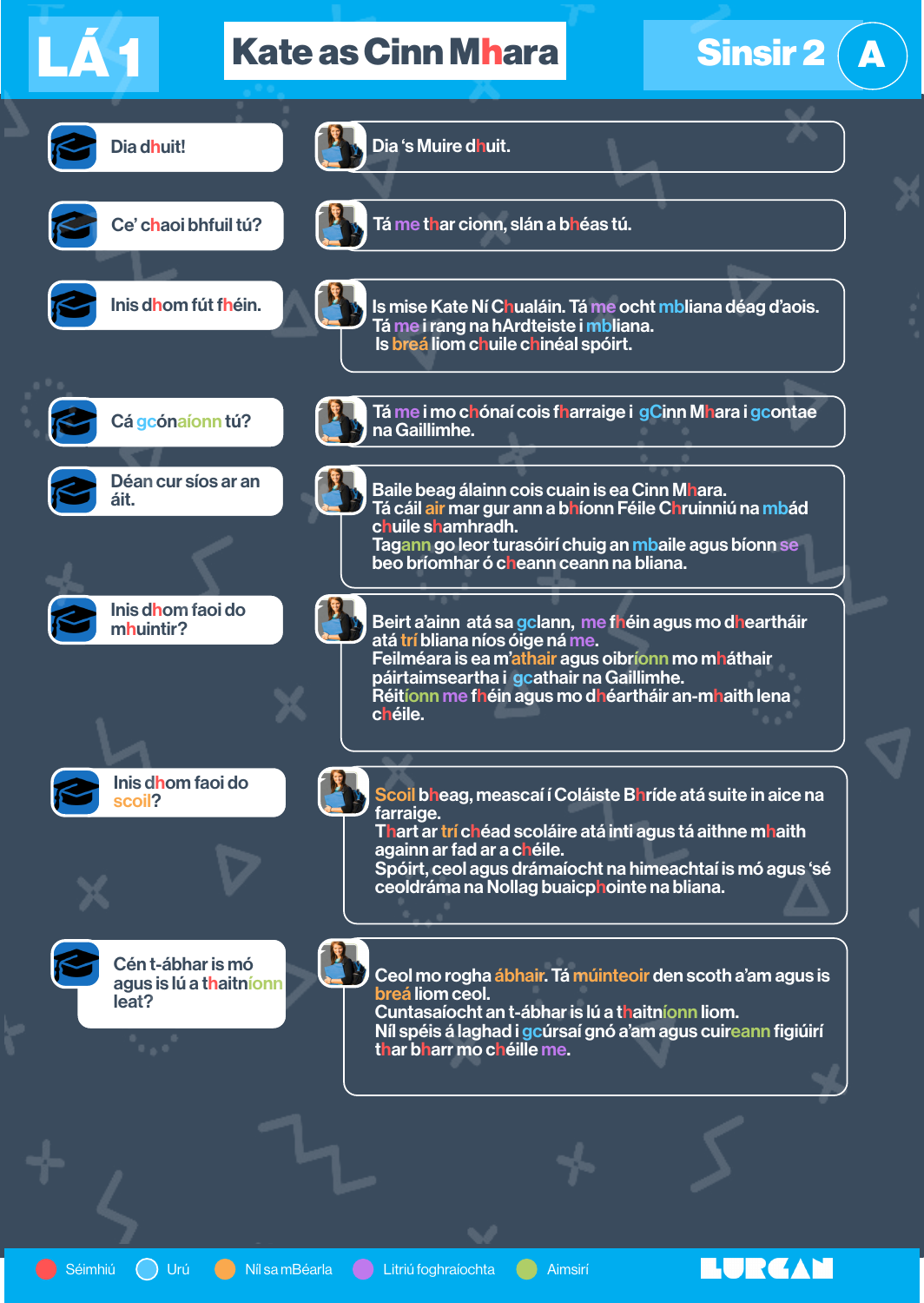# LÁ 1 — Kate as Cinn Mhara — Sinsir 2 A

**Dia dhuit!**

Dia 's Muire dhuit.

**Ce' chaoi bhfuil tú?**

Tá me thar cionn, slán a bhéas tú.

**Inis dhom fút fhéin.**

Is mise Kate Ní Chualáin. Tá me ocht mbliana déag d'aois. Tá me i rang na hArdteiste i mbliana. Is breá liom chuile chinéal spóirt.

**Cá gcónaíonn tú?**

Tá me i mo chónaí cois fharraige i gCinn Mhara i gcontae na Gaillimhe.

**Déan cur síos ar an áit.**

Baile beag álainn cois cuain is ea Cinn Mhara.
Tá cáil air mar gur ann a bhíonn Féile Chruinniú na mbád chuile shamhradh.
Tagann go leor turasóirí chuig an mbaile agus bíonn se beo bríomhar ó cheann ceann na bliana.

**Inis dhom faoi do mhuintir?**

Beirt a'ainn atá sa gclann, me fhéin agus mo dhearthár atá trí bliana níos óige ná me.
Feilméara is ea m'athair agus oibríonn mo mháthair páirtaimseartha i gcathair na Gaillimhe.
Réitíonn me fhéin agus mo dhéarthár an-mhaith lena chéile.

**Inis dhom faoi do scoil?**

Scoil bheag, meascaí í Coláiste Bhríde atá suite in aice na farraige.
Thart ar trí chéad scoláire atá inti agus tá aithne mhaith againn ar fad ar a chéile.
Spóirt, ceol agus drámaíocht na himeachtaí is mó agus 'sé ceoldráma na Nollag buaicphointe na bliana.

**Cén t-ábhar is mó agus is lú a thaitníonn leat?**

Ceol mo rogha ábhair. Tá múinteoir den scoth a'am agus is breá liom ceol.
Cuntasaíocht an t-ábhar is lú a thaitníonn liom.
Níl spéis á laghad i gcúrsaí gnó a'am agus cuireann figiúirí thar bharr mo chéille me.

Séimhiú | Urú | Níl sa mBéarla | Litriú foghraíochta | Aimsirí

LURGAN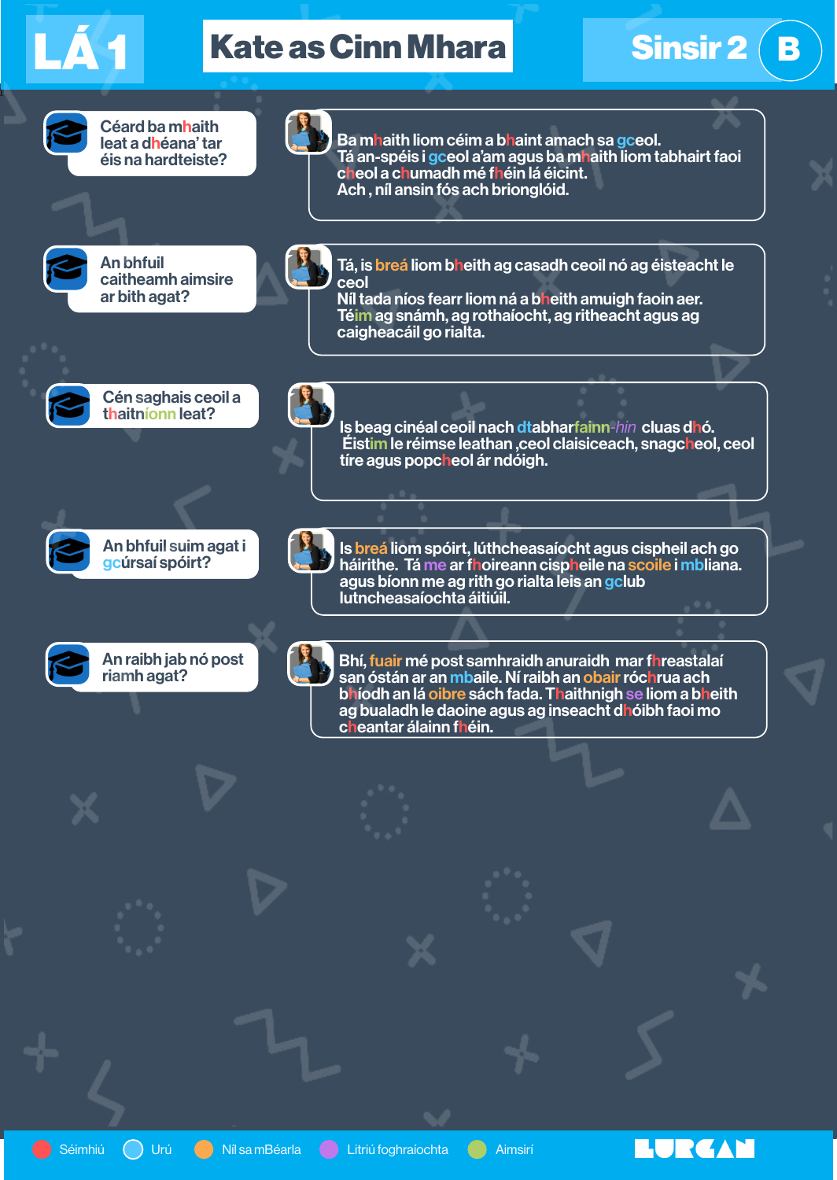# LÁ 1

## Kate as Cinn Mhara

**Sinsir 2 B**

**Céard ba mhaith leat a dhéana' tar éis na hardteiste?**

Ba mhaith liom céim a bhaint amach sa gceol.
Tá an-spéis i gceol a'am agus ba mhaith liom tabhairt faoi cheol a chumadh mé fhéin lá éicint.
Ach , níl ansin fós ach brionglóid.

**An bhfuil caitheamh aimsire ar bith agat?**

Tá, is breá liom bheith ag casadh ceoil nó ag éisteacht le ceol
Níl tada níos fearr liom ná a bheith amuigh faoin aer.
Téim ag snámh, ag rothaíocht, ag ritheacht agus ag caigheacáil go rialta.

**Cén saghais ceoil a thaitníonn leat?**

Is beag cinéal ceoil nach dtabharfainn-*hin* cluas dhó.
Éistim le réimse leathan ,ceol claisiceach, snagcheol, ceol tíre agus popcheol ár ndóigh.

**An bhfuil suim agat i gcúrsaí spóirt?**

Is breá liom spóirt, lúthcheasaíocht agus cispheil ach go háirithe. Tá me ar fhoireann cispheile na scoile i mbliana. agus bíonn me ag rith go rialta leis an gclub lutncheasaíochta áitiúil.

**An raibh jab nó post riamh agat?**

Bhí, fuair mé post samhraidh anuraidh mar fhreastalaí san óstán ar an mbaile. Ní raibh an obair róchrua ach bhíodh an lá oibre sách fada. Thaithnigh se liom a bheith ag bualadh le daoine agus ag inseacht dhóibh faoi mo cheantar álainn fhéin.

Séimhiú | Urú | Níl sa mBéarla | Litriú foghraíochta | Aimsirí

LURGAN